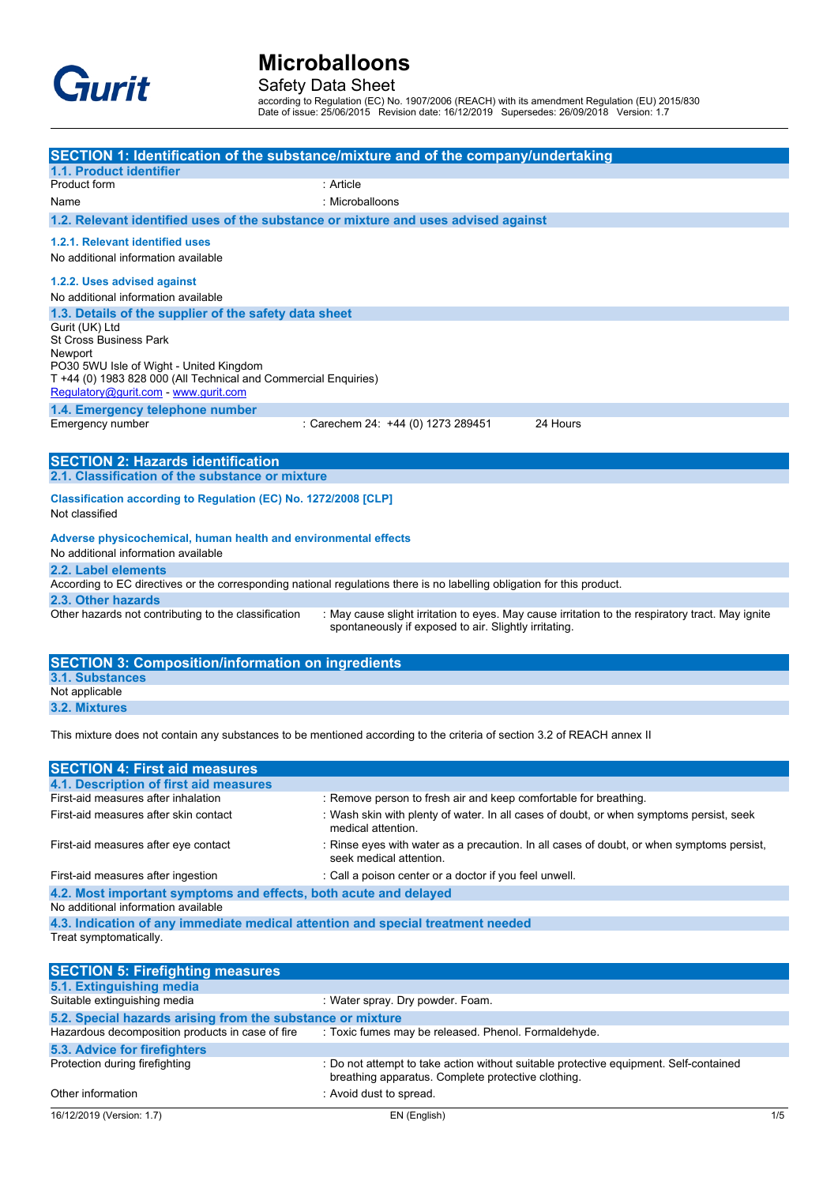# Microballoons

Safety Data Sheet

according to Regulation (EC) No. 1907/2006 (REACH) with its amendment Regulation (EU) 2015/830
Date of issue: 25/06/2015 Revision date: 16/12/2019 Supersedes: 26/09/2018 Version: 1.7

## SECTION 1: Identification of the substance/mixture and of the company/undertaking

### 1.1. Product identifier

| | |
|---|---|
| Product form | : Article |
| Name | : Microballoons |

### 1.2. Relevant identified uses of the substance or mixture and uses advised against

#### 1.2.1. Relevant identified uses

No additional information available

#### 1.2.2. Uses advised against

No additional information available

### 1.3. Details of the supplier of the safety data sheet

Gurit (UK) Ltd
St Cross Business Park
Newport
PO30 5WU Isle of Wight - United Kingdom
T +44 (0) 1983 828 000 (All Technical and Commercial Enquiries)
Regulatory@gurit.com - www.gurit.com

### 1.4. Emergency telephone number

| | | |
|---|---|---|
| Emergency number | : Carechem 24: +44 (0) 1273 289451 | 24 Hours |

## SECTION 2: Hazards identification

### 2.1. Classification of the substance or mixture

**Classification according to Regulation (EC) No. 1272/2008 [CLP]**

Not classified

**Adverse physicochemical, human health and environmental effects**

No additional information available

### 2.2. Label elements

According to EC directives or the corresponding national regulations there is no labelling obligation for this product.

### 2.3. Other hazards

| | |
|---|---|
| Other hazards not contributing to the classification | : May cause slight irritation to eyes. May cause irritation to the respiratory tract. May ignite spontaneously if exposed to air. Slightly irritating. |

## SECTION 3: Composition/information on ingredients

### 3.1. Substances

Not applicable

### 3.2. Mixtures

This mixture does not contain any substances to be mentioned according to the criteria of section 3.2 of REACH annex II

## SECTION 4: First aid measures

### 4.1. Description of first aid measures

| | |
|---|---|
| First-aid measures after inhalation | : Remove person to fresh air and keep comfortable for breathing. |
| First-aid measures after skin contact | : Wash skin with plenty of water. In all cases of doubt, or when symptoms persist, seek medical attention. |
| First-aid measures after eye contact | : Rinse eyes with water as a precaution. In all cases of doubt, or when symptoms persist, seek medical attention. |
| First-aid measures after ingestion | : Call a poison center or a doctor if you feel unwell. |

### 4.2. Most important symptoms and effects, both acute and delayed

No additional information available

### 4.3. Indication of any immediate medical attention and special treatment needed

Treat symptomatically.

## SECTION 5: Firefighting measures

### 5.1. Extinguishing media

| | |
|---|---|
| Suitable extinguishing media | : Water spray. Dry powder. Foam. |

### 5.2. Special hazards arising from the substance or mixture

| | |
|---|---|
| Hazardous decomposition products in case of fire | : Toxic fumes may be released. Phenol. Formaldehyde. |

### 5.3. Advice for firefighters

| | |
|---|---|
| Protection during firefighting | : Do not attempt to take action without suitable protective equipment. Self-contained breathing apparatus. Complete protective clothing. |
| Other information | : Avoid dust to spread. |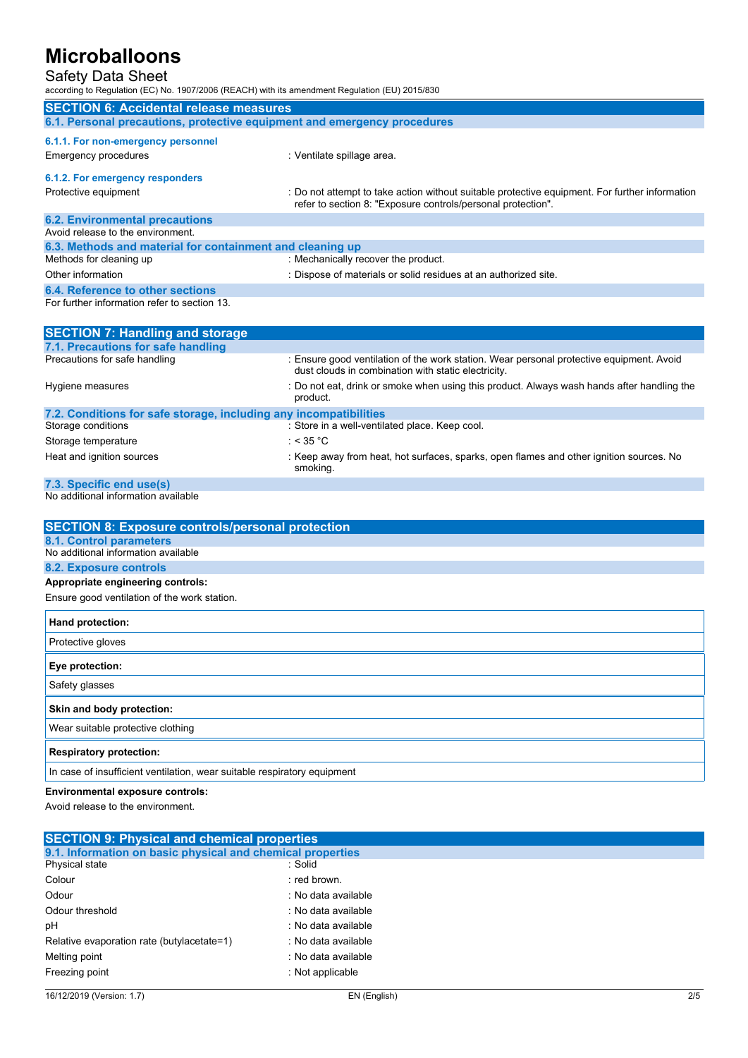## SECTION 6: Accidental release measures

### 6.1. Personal precautions, protective equipment and emergency procedures

#### 6.1.1. For non-emergency personnel

Emergency procedures : Ventilate spillage area.

#### 6.1.2. For emergency responders

Protective equipment : Do not attempt to take action without suitable protective equipment. For further information refer to section 8: "Exposure controls/personal protection".

### 6.2. Environmental precautions

Avoid release to the environment.

### 6.3. Methods and material for containment and cleaning up

Methods for cleaning up : Mechanically recover the product.

Other information : Dispose of materials or solid residues at an authorized site.

### 6.4. Reference to other sections

For further information refer to section 13.

## SECTION 7: Handling and storage

### 7.1. Precautions for safe handling

Precautions for safe handling : Ensure good ventilation of the work station. Wear personal protective equipment. Avoid dust clouds in combination with static electricity.

Hygiene measures : Do not eat, drink or smoke when using this product. Always wash hands after handling the product.

### 7.2. Conditions for safe storage, including any incompatibilities

Storage conditions : Store in a well-ventilated place. Keep cool.

Storage temperature : < 35 °C

Heat and ignition sources : Keep away from heat, hot surfaces, sparks, open flames and other ignition sources. No smoking.

### 7.3. Specific end use(s)

No additional information available

## SECTION 8: Exposure controls/personal protection

### 8.1. Control parameters

No additional information available

### 8.2. Exposure controls

**Appropriate engineering controls:**

Ensure good ventilation of the work station.

| **Hand protection:** |
|---|
| Protective gloves |

| **Eye protection:** |
|---|
| Safety glasses |

| **Skin and body protection:** |
|---|
| Wear suitable protective clothing |

| **Respiratory protection:** |
|---|
| In case of insufficient ventilation, wear suitable respiratory equipment |

**Environmental exposure controls:**

Avoid release to the environment.

## SECTION 9: Physical and chemical properties

### 9.1. Information on basic physical and chemical properties

Physical state : Solid

Colour : red brown.

Odour : No data available

Odour threshold : No data available

pH : No data available

Relative evaporation rate (butylacetate=1) : No data available

Melting point : No data available

Freezing point : Not applicable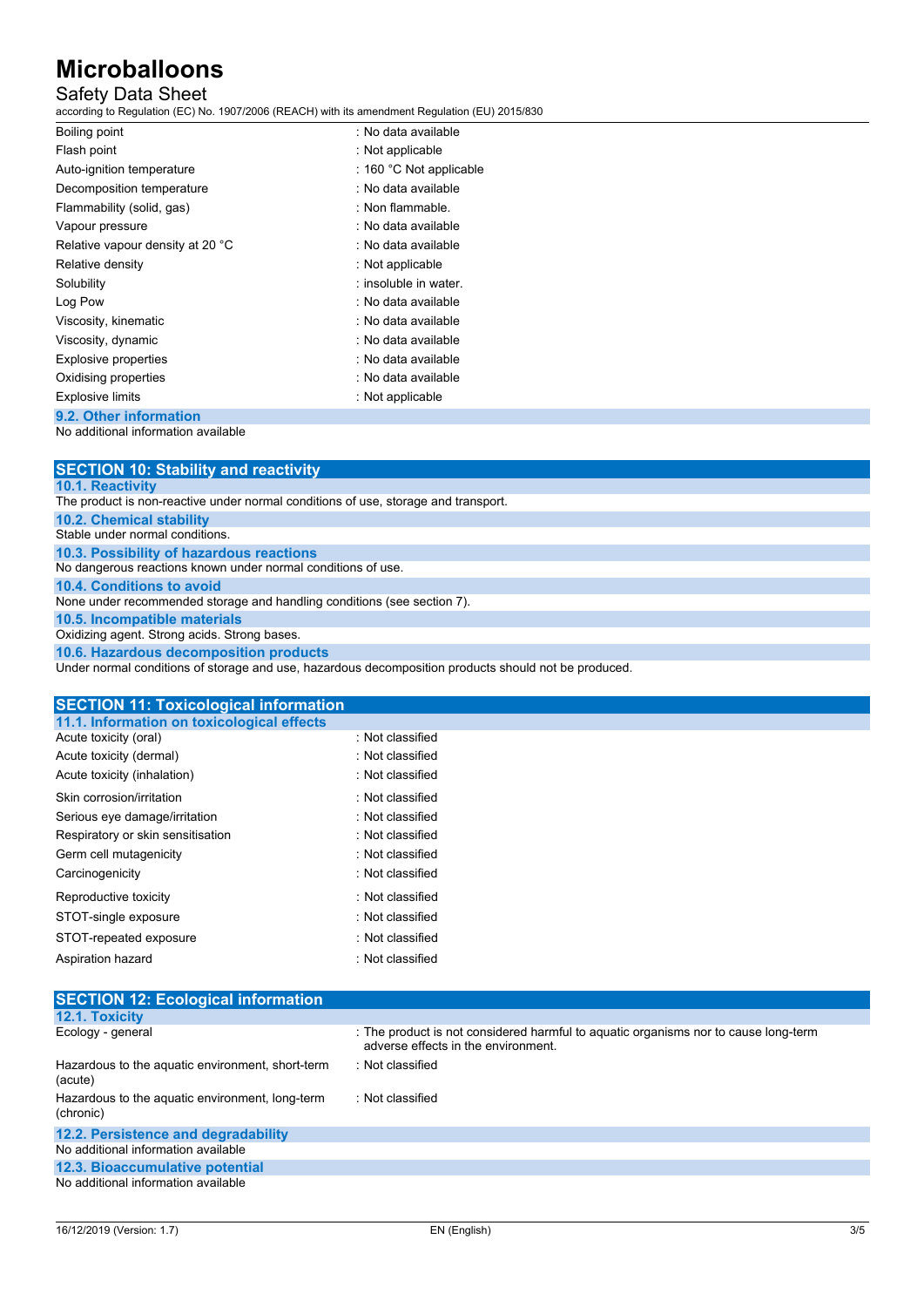| | |
|---|---|
| Boiling point | : No data available |
| Flash point | : Not applicable |
| Auto-ignition temperature | : 160 °C Not applicable |
| Decomposition temperature | : No data available |
| Flammability (solid, gas) | : Non flammable. |
| Vapour pressure | : No data available |
| Relative vapour density at 20 °C | : No data available |
| Relative density | : Not applicable |
| Solubility | : insoluble in water. |
| Log Pow | : No data available |
| Viscosity, kinematic | : No data available |
| Viscosity, dynamic | : No data available |
| Explosive properties | : No data available |
| Oxidising properties | : No data available |
| Explosive limits | : Not applicable |

### 9.2. Other information

No additional information available

## SECTION 10: Stability and reactivity

### 10.1. Reactivity

The product is non-reactive under normal conditions of use, storage and transport.

### 10.2. Chemical stability

Stable under normal conditions.

### 10.3. Possibility of hazardous reactions

No dangerous reactions known under normal conditions of use.

### 10.4. Conditions to avoid

None under recommended storage and handling conditions (see section 7).

### 10.5. Incompatible materials

Oxidizing agent. Strong acids. Strong bases.

### 10.6. Hazardous decomposition products

Under normal conditions of storage and use, hazardous decomposition products should not be produced.

## SECTION 11: Toxicological information

### 11.1. Information on toxicological effects

| | |
|---|---|
| Acute toxicity (oral) | : Not classified |
| Acute toxicity (dermal) | : Not classified |
| Acute toxicity (inhalation) | : Not classified |
| Skin corrosion/irritation | : Not classified |
| Serious eye damage/irritation | : Not classified |
| Respiratory or skin sensitisation | : Not classified |
| Germ cell mutagenicity | : Not classified |
| Carcinogenicity | : Not classified |
| Reproductive toxicity | : Not classified |
| STOT-single exposure | : Not classified |
| STOT-repeated exposure | : Not classified |
| Aspiration hazard | : Not classified |

## SECTION 12: Ecological information

### 12.1. Toxicity

| | |
|---|---|
| Ecology - general | : The product is not considered harmful to aquatic organisms nor to cause long-term adverse effects in the environment. |
| Hazardous to the aquatic environment, short-term (acute) | : Not classified |
| Hazardous to the aquatic environment, long-term (chronic) | : Not classified |

### 12.2. Persistence and degradability

No additional information available

### 12.3. Bioaccumulative potential

No additional information available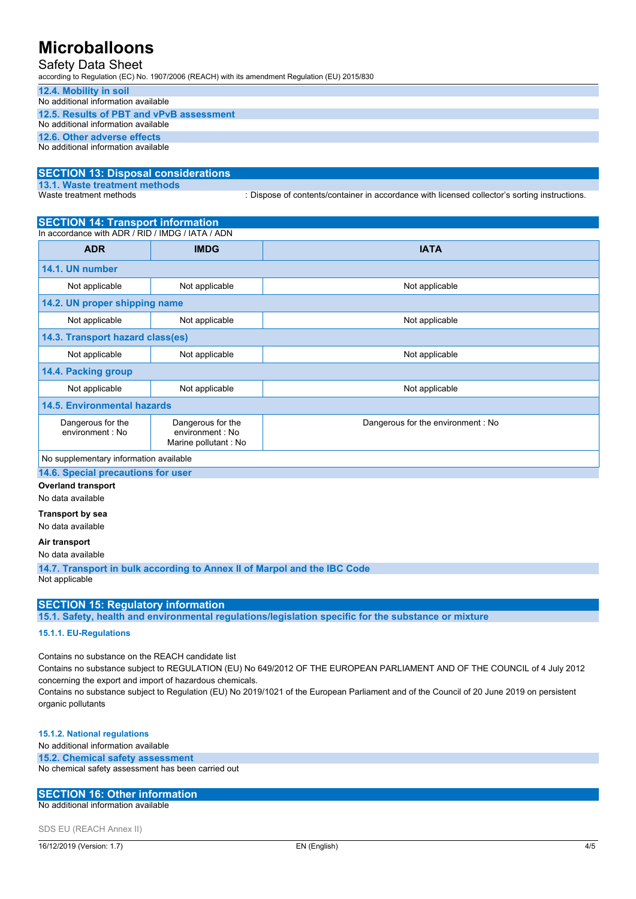### 12.4. Mobility in soil

No additional information available

### 12.5. Results of PBT and vPvB assessment

No additional information available

### 12.6. Other adverse effects

No additional information available

## SECTION 13: Disposal considerations

### 13.1. Waste treatment methods

Waste treatment methods : Dispose of contents/container in accordance with licensed collector's sorting instructions.

## SECTION 14: Transport information

In accordance with ADR / RID / IMDG / IATA / ADN

| ADR | IMDG | IATA |
|---|---|---|
| **14.1. UN number** | | |
| Not applicable | Not applicable | Not applicable |
| **14.2. UN proper shipping name** | | |
| Not applicable | Not applicable | Not applicable |
| **14.3. Transport hazard class(es)** | | |
| Not applicable | Not applicable | Not applicable |
| **14.4. Packing group** | | |
| Not applicable | Not applicable | Not applicable |
| **14.5. Environmental hazards** | | |
| Dangerous for the environment : No | Dangerous for the environment : No<br>Marine pollutant : No | Dangerous for the environment : No |
| No supplementary information available | | |

### 14.6. Special precautions for user

**Overland transport**

No data available

**Transport by sea**

No data available

**Air transport**

No data available

### 14.7. Transport in bulk according to Annex II of Marpol and the IBC Code

Not applicable

## SECTION 15: Regulatory information

### 15.1. Safety, health and environmental regulations/legislation specific for the substance or mixture

#### 15.1.1. EU-Regulations

Contains no substance on the REACH candidate list

Contains no substance subject to REGULATION (EU) No 649/2012 OF THE EUROPEAN PARLIAMENT AND OF THE COUNCIL of 4 July 2012 concerning the export and import of hazardous chemicals.

Contains no substance subject to Regulation (EU) No 2019/1021 of the European Parliament and of the Council of 20 June 2019 on persistent organic pollutants

#### 15.1.2. National regulations

No additional information available

### 15.2. Chemical safety assessment

No chemical safety assessment has been carried out

## SECTION 16: Other information

No additional information available

SDS EU (REACH Annex II)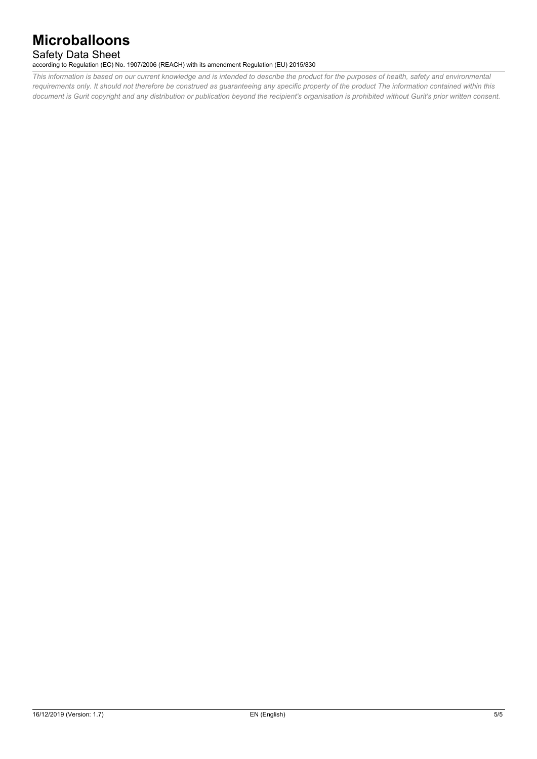*This information is based on our current knowledge and is intended to describe the product for the purposes of health, safety and environmental requirements only. It should not therefore be construed as guaranteeing any specific property of the product The information contained within this document is Gurit copyright and any distribution or publication beyond the recipient's organisation is prohibited without Gurit's prior written consent.*